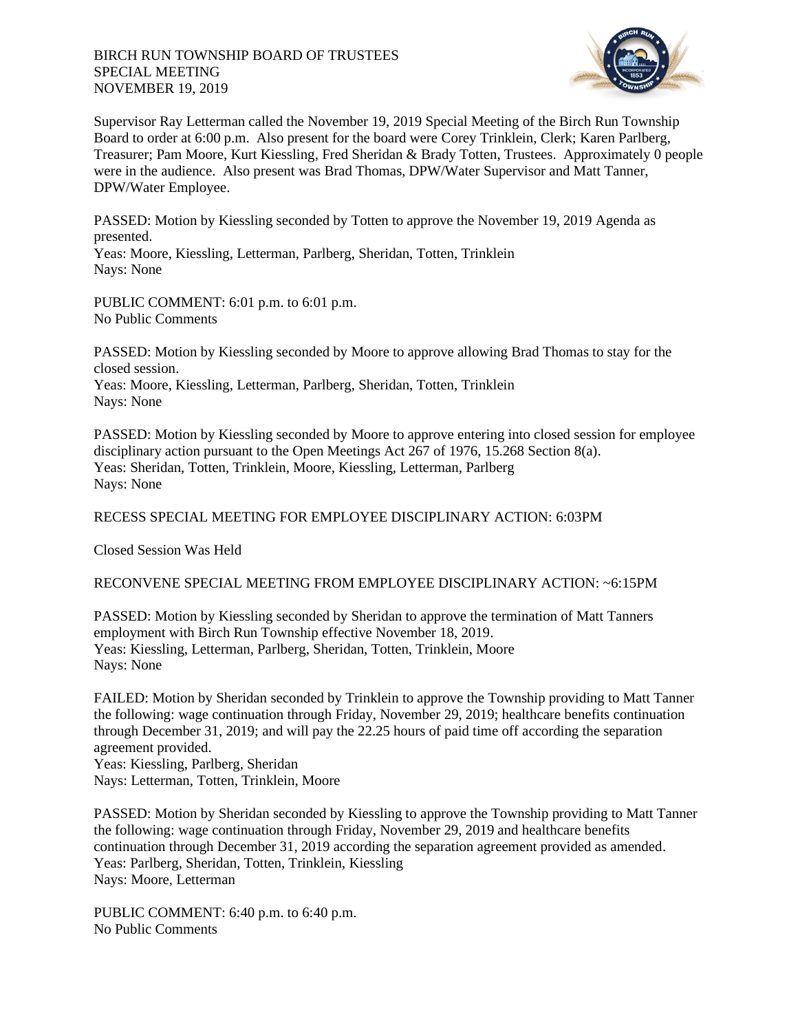BIRCH RUN TOWNSHIP BOARD OF TRUSTEES
SPECIAL MEETING
NOVEMBER 19, 2019

Supervisor Ray Letterman called the November 19, 2019 Special Meeting of the Birch Run Township Board to order at 6:00 p.m. Also present for the board were Corey Trinklein, Clerk; Karen Parlberg, Treasurer; Pam Moore, Kurt Kiessling, Fred Sheridan & Brady Totten, Trustees. Approximately 0 people were in the audience. Also present was Brad Thomas, DPW/Water Supervisor and Matt Tanner, DPW/Water Employee.

PASSED: Motion by Kiessling seconded by Totten to approve the November 19, 2019 Agenda as presented.
Yeas: Moore, Kiessling, Letterman, Parlberg, Sheridan, Totten, Trinklein
Nays: None

PUBLIC COMMENT: 6:01 p.m. to 6:01 p.m.
No Public Comments

PASSED: Motion by Kiessling seconded by Moore to approve allowing Brad Thomas to stay for the closed session.
Yeas: Moore, Kiessling, Letterman, Parlberg, Sheridan, Totten, Trinklein
Nays: None

PASSED: Motion by Kiessling seconded by Moore to approve entering into closed session for employee disciplinary action pursuant to the Open Meetings Act 267 of 1976, 15.268 Section 8(a).
Yeas: Sheridan, Totten, Trinklein, Moore, Kiessling, Letterman, Parlberg
Nays: None

RECESS SPECIAL MEETING FOR EMPLOYEE DISCIPLINARY ACTION: 6:03PM

Closed Session Was Held

RECONVENE SPECIAL MEETING FROM EMPLOYEE DISCIPLINARY ACTION: ~6:15PM

PASSED: Motion by Kiessling seconded by Sheridan to approve the termination of Matt Tanners employment with Birch Run Township effective November 18, 2019.
Yeas: Kiessling, Letterman, Parlberg, Sheridan, Totten, Trinklein, Moore
Nays: None

FAILED: Motion by Sheridan seconded by Trinklein to approve the Township providing to Matt Tanner the following: wage continuation through Friday, November 29, 2019; healthcare benefits continuation through December 31, 2019; and will pay the 22.25 hours of paid time off according the separation agreement provided.
Yeas: Kiessling, Parlberg, Sheridan
Nays: Letterman, Totten, Trinklein, Moore

PASSED: Motion by Sheridan seconded by Kiessling to approve the Township providing to Matt Tanner the following: wage continuation through Friday, November 29, 2019 and healthcare benefits continuation through December 31, 2019 according the separation agreement provided as amended.
Yeas: Parlberg, Sheridan, Totten, Trinklein, Kiessling
Nays: Moore, Letterman

PUBLIC COMMENT: 6:40 p.m. to 6:40 p.m.
No Public Comments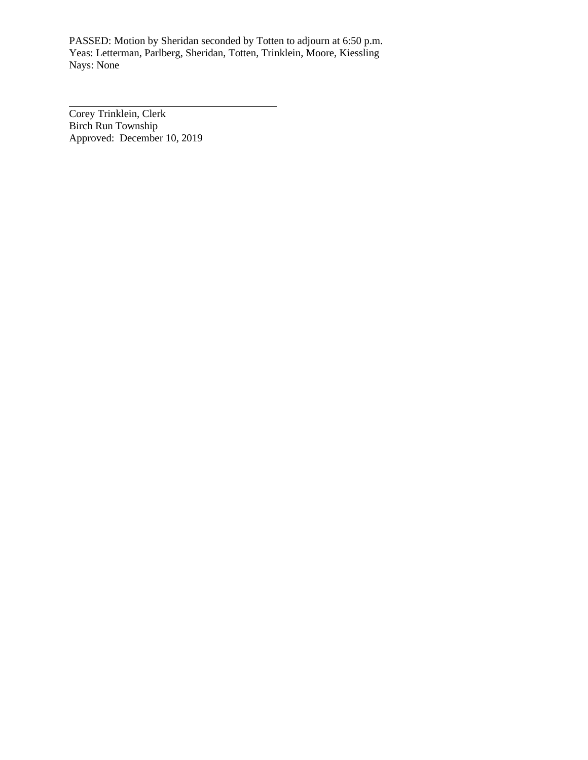PASSED: Motion by Sheridan seconded by Totten to adjourn at 6:50 p.m.
Yeas: Letterman, Parlberg, Sheridan, Totten, Trinklein, Moore, Kiessling
Nays: None

\_\_\_\_\_\_\_\_\_\_\_\_\_\_\_\_\_\_\_\_\_\_\_\_\_\_\_\_\_\_\_\_\_\_\_\_

Corey Trinklein, Clerk
Birch Run Township
Approved: December 10, 2019